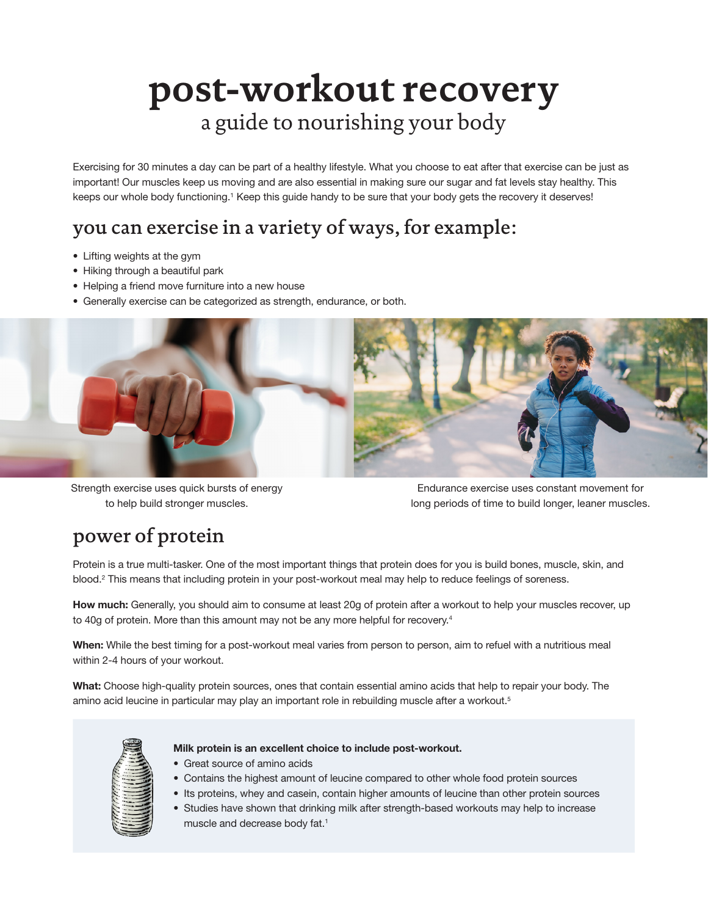# post-workout recovery

## a guide to nourishing your body

Exercising for 30 minutes a day can be part of a healthy lifestyle. What you choose to eat after that exercise can be just as important! Our muscles keep us moving and are also essential in making sure our sugar and fat levels stay healthy. This keeps our whole body functioning.[1] Keep this guide handy to be sure that your body gets the recovery it deserves!

## you can exercise in a variety of ways, for example:

- Lifting weights at the gym
- Hiking through a beautiful park
- Helping a friend move furniture into a new house
- Generally exercise can be categorized as strength, endurance, or both.

Strength exercise uses quick bursts of energy to help build stronger muscles.

Endurance exercise uses constant movement for long periods of time to build longer, leaner muscles.

## power of protein

Protein is a true multi-tasker. One of the most important things that protein does for you is build bones, muscle, skin, and blood.[2] This means that including protein in your post-workout meal may help to reduce feelings of soreness.

**How much:** Generally, you should aim to consume at least 20g of protein after a workout to help your muscles recover, up to 40g of protein. More than this amount may not be any more helpful for recovery.[4]

**When:** While the best timing for a post-workout meal varies from person to person, aim to refuel with a nutritious meal within 2-4 hours of your workout.

**What:** Choose high-quality protein sources, ones that contain essential amino acids that help to repair your body. The amino acid leucine in particular may play an important role in rebuilding muscle after a workout.[5]

**Milk protein is an excellent choice to include post-workout.**

- Great source of amino acids
- Contains the highest amount of leucine compared to other whole food protein sources
- Its proteins, whey and casein, contain higher amounts of leucine than other protein sources
- Studies have shown that drinking milk after strength-based workouts may help to increase muscle and decrease body fat.[1]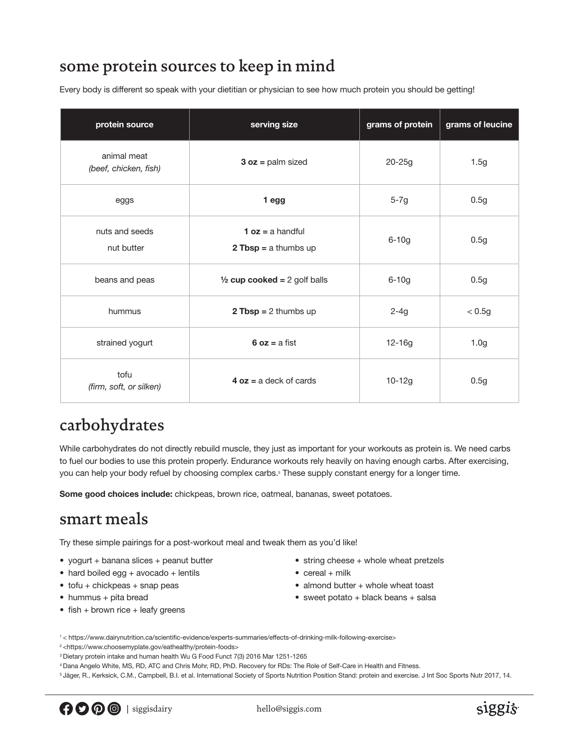## some protein sources to keep in mind

Every body is different so speak with your dietitian or physician to see how much protein you should be getting!

| protein source | serving size | grams of protein | grams of leucine |
|---|---|---|---|
| animal meat *(beef, chicken, fish)* | **3 oz =** palm sized | 20-25g | 1.5g |
| eggs | **1 egg** | 5-7g | 0.5g |
| nuts and seeds<br>nut butter | **1 oz =** a handful<br>**2 Tbsp =** a thumbs up | 6-10g | 0.5g |
| beans and peas | **½ cup cooked =** 2 golf balls | 6-10g | 0.5g |
| hummus | **2 Tbsp =** 2 thumbs up | 2-4g | < 0.5g |
| strained yogurt | **6 oz =** a fist | 12-16g | 1.0g |
| tofu *(firm, soft, or silken)* | **4 oz =** a deck of cards | 10-12g | 0.5g |

## carbohydrates

While carbohydrates do not directly rebuild muscle, they just as important for your workouts as protein is. We need carbs to fuel our bodies to use this protein properly. Endurance workouts rely heavily on having enough carbs. After exercising, you can help your body refuel by choosing complex carbs.[5] These supply constant energy for a longer time.

**Some good choices include:** chickpeas, brown rice, oatmeal, bananas, sweet potatoes.

## smart meals

Try these simple pairings for a post-workout meal and tweak them as you'd like!

- yogurt + banana slices + peanut butter
- hard boiled egg + avocado + lentils
- tofu + chickpeas + snap peas
- hummus + pita bread
- fish + brown rice + leafy greens
- string cheese + whole wheat pretzels
- cereal + milk
- almond butter + whole wheat toast
- sweet potato + black beans + salsa

[1] < https://www.dairynutrition.ca/scientific-evidence/experts-summaries/effects-of-drinking-milk-following-exercise>

[2] <https://www.choosemyplate.gov/eathealthy/protein-foods>

[3] Dietary protein intake and human health Wu G Food Funct 7(3) 2016 Mar 1251-1265

[4] Dana Angelo White, MS, RD, ATC and Chris Mohr, RD, PhD. Recovery for RDs: The Role of Self-Care in Health and Fitness.

[5] Jäger, R., Kerksick, C.M., Campbell, B.I. et al. International Society of Sports Nutrition Position Stand: protein and exercise. J Int Soc Sports Nutr 2017, 14.

| siggisdairy    hello@siggis.com    siggi's